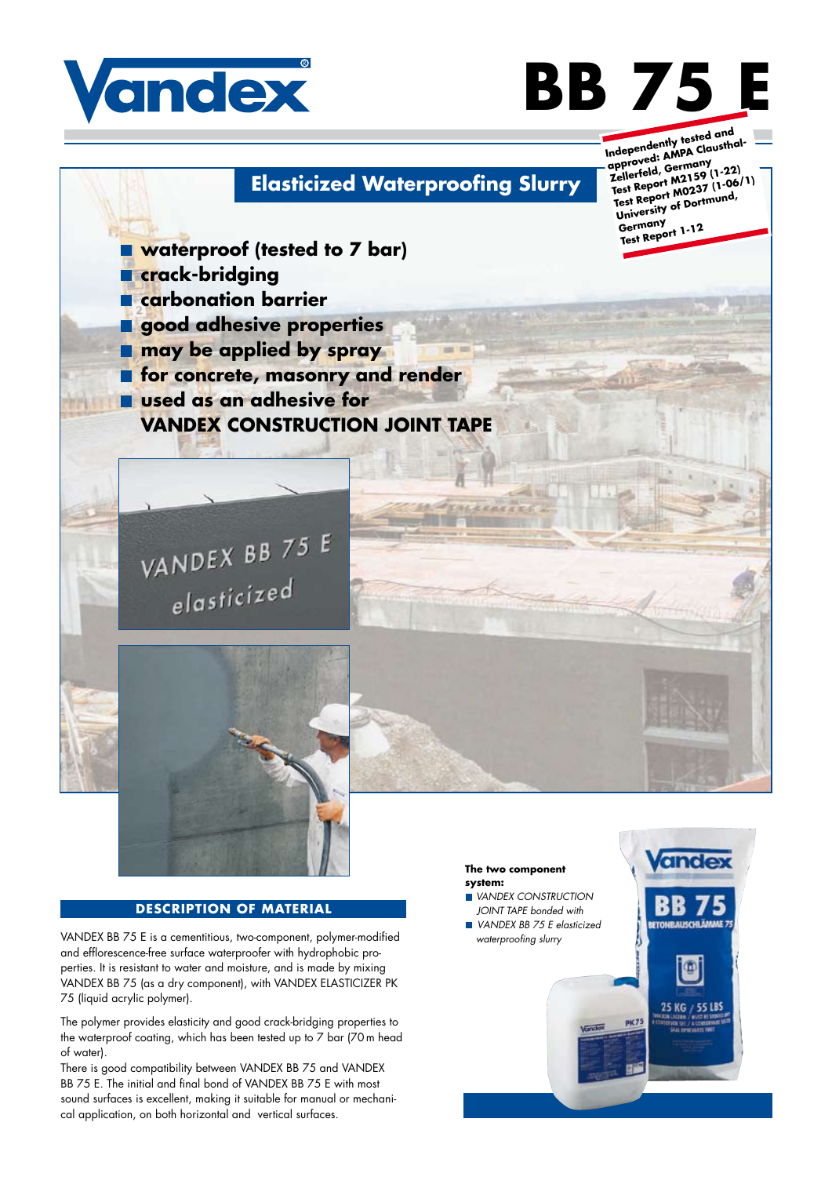# Vandex

# BB 75 E

Independently tested and approved: AMPA Clausthal-Zellerfeld, Germany
Test Report M2159 (1-22)
Test Report M0237 (1-06/1)
University of Dortmund, Germany
Test Report 1-12

## Elasticized Waterproofing Slurry

- **waterproof (tested to 7 bar)**
- **crack-bridging**
- **carbonation barrier**
- **good adhesive properties**
- **may be applied by spray**
- **for concrete, masonry and render**
- **used as an adhesive for VANDEX CONSTRUCTION JOINT TAPE**

**The two component system:**

- *VANDEX CONSTRUCTION JOINT TAPE bonded with*
- *VANDEX BB 75 E elasticized waterproofing slurry*

## DESCRIPTION OF MATERIAL

VANDEX BB 75 E is a cementitious, two-component, polymer-modified and efflorescence-free surface waterproofer with hydrophobic properties. It is resistant to water and moisture, and is made by mixing VANDEX BB 75 (as a dry component), with VANDEX ELASTICIZER PK 75 (liquid acrylic polymer).

The polymer provides elasticity and good crack-bridging properties to the waterproof coating, which has been tested up to 7 bar (70 m head of water).

There is good compatibility between VANDEX BB 75 and VANDEX BB 75 E. The initial and final bond of VANDEX BB 75 E with most sound surfaces is excellent, making it suitable for manual or mechanical application, on both horizontal and vertical surfaces.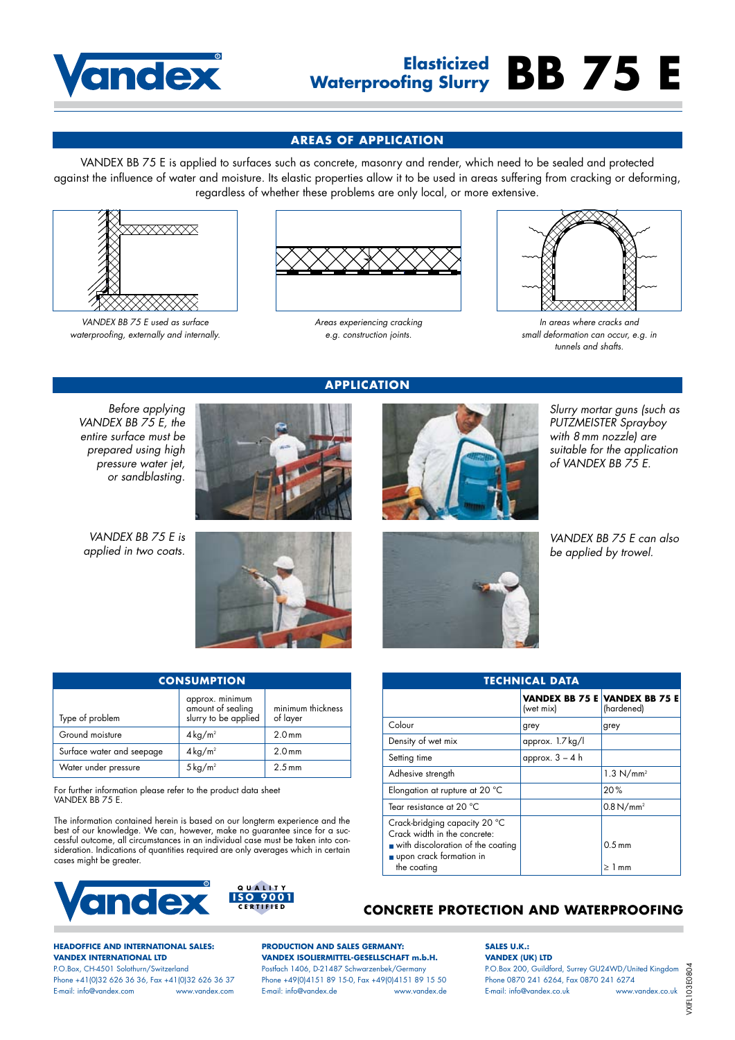# Elasticized Waterproofing Slurry BB 75 E

## AREAS OF APPLICATION

VANDEX BB 75 E is applied to surfaces such as concrete, masonry and render, which need to be sealed and protected against the influence of water and moisture. Its elastic properties allow it to be used in areas suffering from cracking or deforming, regardless of whether these problems are only local, or more extensive.

*VANDEX BB 75 E used as surface waterproofing, externally and internally.*

*Areas experiencing cracking e.g. construction joints.*

*In areas where cracks and small deformation can occur, e.g. in tunnels and shafts.*

## APPLICATION

*Before applying VANDEX BB 75 E, the entire surface must be prepared using high pressure water jet, or sandblasting.*

*Slurry mortar guns (such as PUTZMEISTER Sprayboy with 8 mm nozzle) are suitable for the application of VANDEX BB 75 E.*

*VANDEX BB 75 E is applied in two coats.*

*VANDEX BB 75 E can also be applied by trowel.*

## CONSUMPTION

| Type of problem | approx. minimum amount of sealing slurry to be applied | minimum thickness of layer |
|---|---|---|
| Ground moisture | 4 kg/m² | 2.0 mm |
| Surface water and seepage | 4 kg/m² | 2.0 mm |
| Water under pressure | 5 kg/m² | 2.5 mm |

For further information please refer to the product data sheet VANDEX BB 75 E.

The information contained herein is based on our longterm experience and the best of our knowledge. We can, however, make no guarantee since for a successful outcome, all circumstances in an individual case must be taken into consideration. Indications of quantities required are only averages which in certain cases might be greater.

## TECHNICAL DATA

| | VANDEX BB 75 E (wet mix) | VANDEX BB 75 E (hardened) |
|---|---|---|
| Colour | grey | grey |
| Density of wet mix | approx. 1.7 kg/l | |
| Setting time | approx. 3 – 4 h | |
| Adhesive strength | | 1.3 N/mm² |
| Elongation at rupture at 20 °C | | 20 % |
| Tear resistance at 20 °C | | 0.8 N/mm² |
| Crack-bridging capacity 20 °C<br>Crack width in the concrete:<br>■ with discoloration of the coating<br>■ upon crack formation in the coating | | <br><br>0.5 mm<br>≥ 1 mm |

QUALITY ISO 9001 CERTIFIED

**CONCRETE PROTECTION AND WATERPROOFING**

**HEADOFFICE AND INTERNATIONAL SALES:**
**VANDEX INTERNATIONAL LTD**
P.O.Box, CH-4501 Solothurn/Switzerland
Phone +41(0)32 626 36 36, Fax +41(0)32 626 36 37
E-mail: info@vandex.com www.vandex.com

**PRODUCTION AND SALES GERMANY:**
**VANDEX ISOLIERMITTEL-GESELLSCHAFT m.b.H.**
Postfach 1406, D-21487 Schwarzenbek/Germany
Phone +49(0)4151 89 15-0, Fax +49(0)4151 89 15 50
E-mail: info@vandex.de www.vandex.de

**SALES U.K.:**
**VANDEX (UK) LTD**
P.O.Box 200, Guildford, Surrey GU24WD/United Kingdom
Phone 0870 241 6264, Fax 0870 241 6274
E-mail: info@vandex.co.uk www.vandex.co.uk

VXFL103E0804